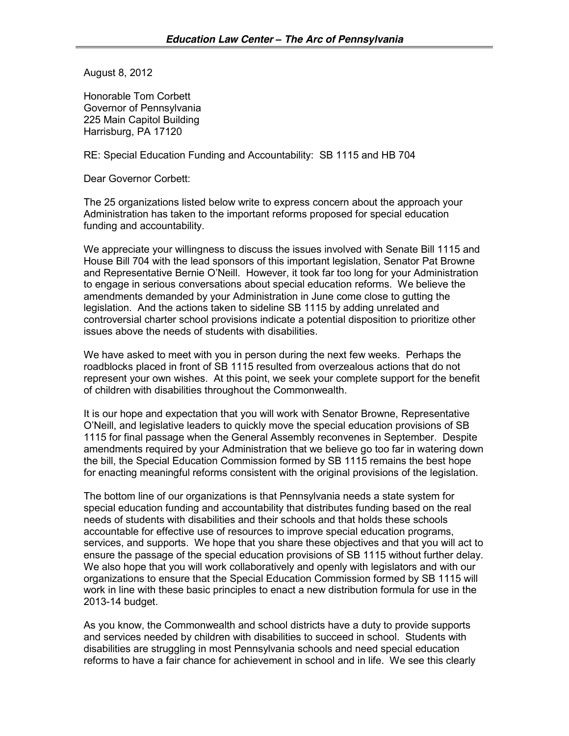August 8, 2012

Honorable Tom Corbett
Governor of Pennsylvania
225 Main Capitol Building
Harrisburg, PA 17120

RE: Special Education Funding and Accountability: SB 1115 and HB 704

Dear Governor Corbett:

The 25 organizations listed below write to express concern about the approach your Administration has taken to the important reforms proposed for special education funding and accountability.

We appreciate your willingness to discuss the issues involved with Senate Bill 1115 and House Bill 704 with the lead sponsors of this important legislation, Senator Pat Browne and Representative Bernie O'Neill. However, it took far too long for your Administration to engage in serious conversations about special education reforms. We believe the amendments demanded by your Administration in June come close to gutting the legislation. And the actions taken to sideline SB 1115 by adding unrelated and controversial charter school provisions indicate a potential disposition to prioritize other issues above the needs of students with disabilities.

We have asked to meet with you in person during the next few weeks. Perhaps the roadblocks placed in front of SB 1115 resulted from overzealous actions that do not represent your own wishes. At this point, we seek your complete support for the benefit of children with disabilities throughout the Commonwealth.

It is our hope and expectation that you will work with Senator Browne, Representative O'Neill, and legislative leaders to quickly move the special education provisions of SB 1115 for final passage when the General Assembly reconvenes in September. Despite amendments required by your Administration that we believe go too far in watering down the bill, the Special Education Commission formed by SB 1115 remains the best hope for enacting meaningful reforms consistent with the original provisions of the legislation.

The bottom line of our organizations is that Pennsylvania needs a state system for special education funding and accountability that distributes funding based on the real needs of students with disabilities and their schools and that holds these schools accountable for effective use of resources to improve special education programs, services, and supports. We hope that you share these objectives and that you will act to ensure the passage of the special education provisions of SB 1115 without further delay. We also hope that you will work collaboratively and openly with legislators and with our organizations to ensure that the Special Education Commission formed by SB 1115 will work in line with these basic principles to enact a new distribution formula for use in the 2013-14 budget.

As you know, the Commonwealth and school districts have a duty to provide supports and services needed by children with disabilities to succeed in school. Students with disabilities are struggling in most Pennsylvania schools and need special education reforms to have a fair chance for achievement in school and in life. We see this clearly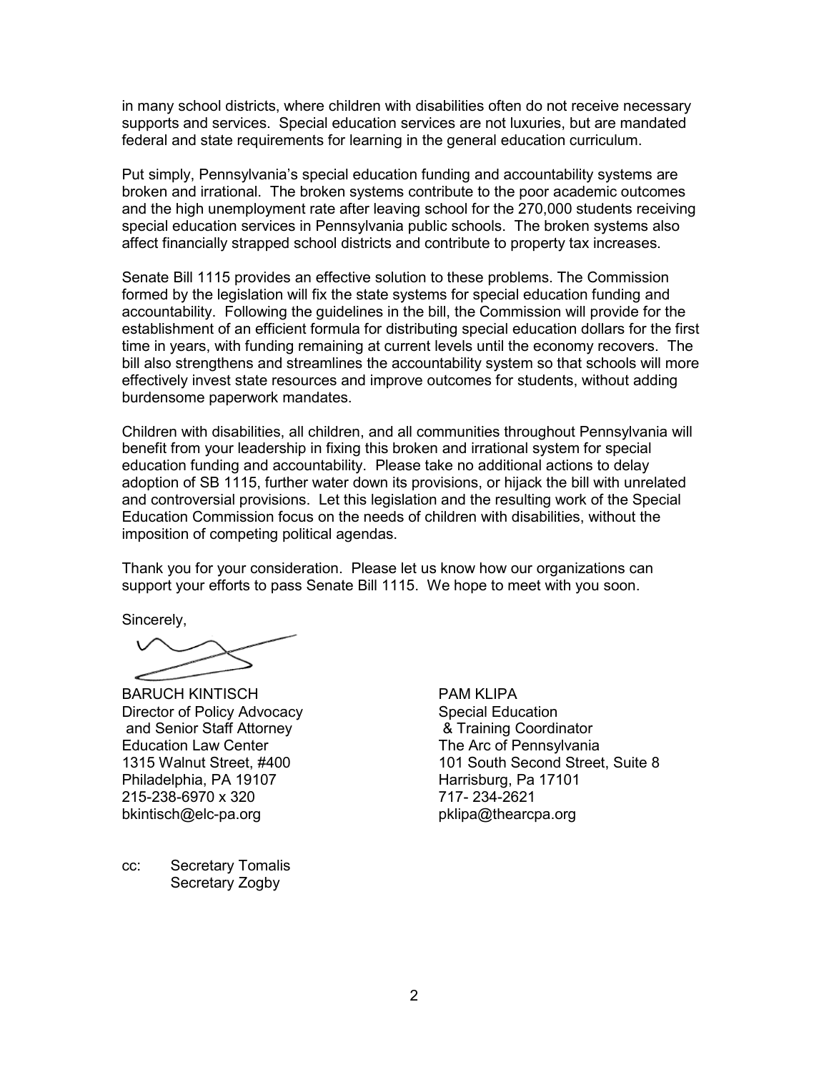in many school districts, where children with disabilities often do not receive necessary supports and services. Special education services are not luxuries, but are mandated federal and state requirements for learning in the general education curriculum.

Put simply, Pennsylvania's special education funding and accountability systems are broken and irrational. The broken systems contribute to the poor academic outcomes and the high unemployment rate after leaving school for the 270,000 students receiving special education services in Pennsylvania public schools. The broken systems also affect financially strapped school districts and contribute to property tax increases.

Senate Bill 1115 provides an effective solution to these problems. The Commission formed by the legislation will fix the state systems for special education funding and accountability. Following the guidelines in the bill, the Commission will provide for the establishment of an efficient formula for distributing special education dollars for the first time in years, with funding remaining at current levels until the economy recovers. The bill also strengthens and streamlines the accountability system so that schools will more effectively invest state resources and improve outcomes for students, without adding burdensome paperwork mandates.

Children with disabilities, all children, and all communities throughout Pennsylvania will benefit from your leadership in fixing this broken and irrational system for special education funding and accountability. Please take no additional actions to delay adoption of SB 1115, further water down its provisions, or hijack the bill with unrelated and controversial provisions. Let this legislation and the resulting work of the Special Education Commission focus on the needs of children with disabilities, without the imposition of competing political agendas.

Thank you for your consideration. Please let us know how our organizations can support your efforts to pass Senate Bill 1115. We hope to meet with you soon.

Sincerely,

BARUCH KINTISCH
Director of Policy Advocacy
and Senior Staff Attorney
Education Law Center
1315 Walnut Street, #400
Philadelphia, PA 19107
215-238-6970 x 320
bkintisch@elc-pa.org

PAM KLIPA
Special Education
& Training Coordinator
The Arc of Pennsylvania
101 South Second Street, Suite 8
Harrisburg, Pa 17101
717- 234-2621
pklipa@thearcpa.org

cc: Secretary Tomalis
Secretary Zogby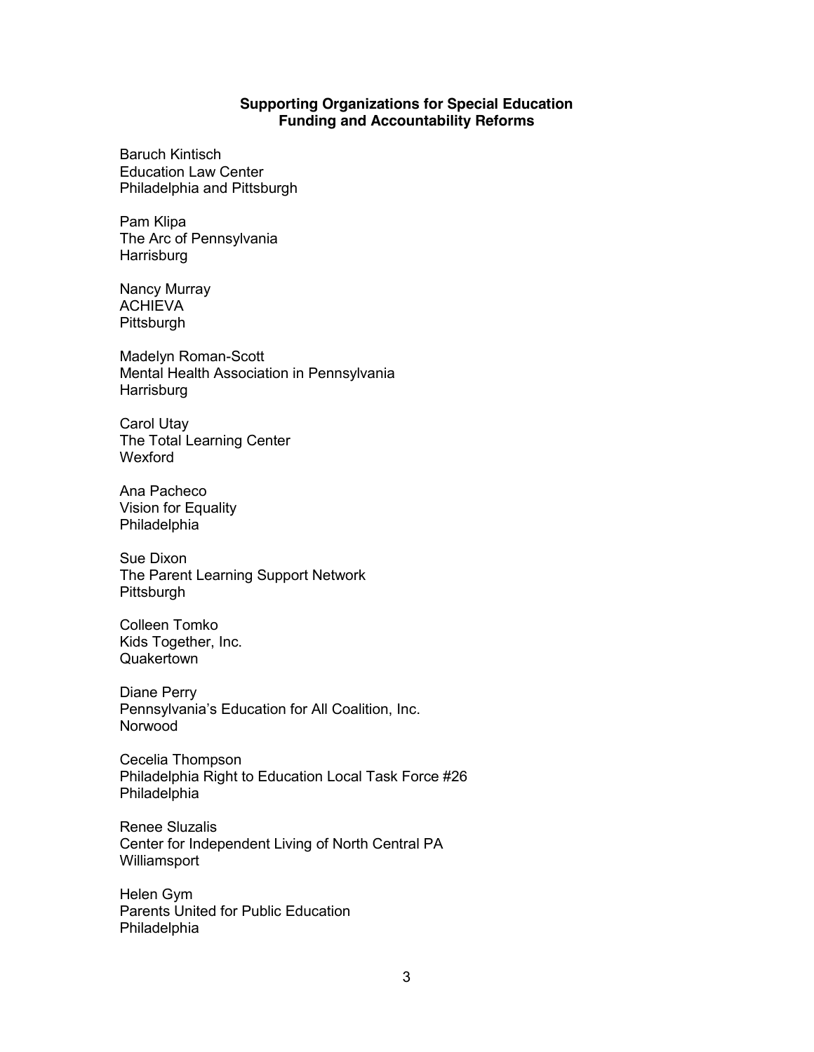**Supporting Organizations for Special Education Funding and Accountability Reforms**

Baruch Kintisch
Education Law Center
Philadelphia and Pittsburgh

Pam Klipa
The Arc of Pennsylvania
Harrisburg

Nancy Murray
ACHIEVA
Pittsburgh

Madelyn Roman-Scott
Mental Health Association in Pennsylvania
Harrisburg

Carol Utay
The Total Learning Center
Wexford

Ana Pacheco
Vision for Equality
Philadelphia

Sue Dixon
The Parent Learning Support Network
Pittsburgh

Colleen Tomko
Kids Together, Inc.
Quakertown

Diane Perry
Pennsylvania's Education for All Coalition, Inc.
Norwood

Cecelia Thompson
Philadelphia Right to Education Local Task Force #26
Philadelphia

Renee Sluzalis
Center for Independent Living of North Central PA
Williamsport

Helen Gym
Parents United for Public Education
Philadelphia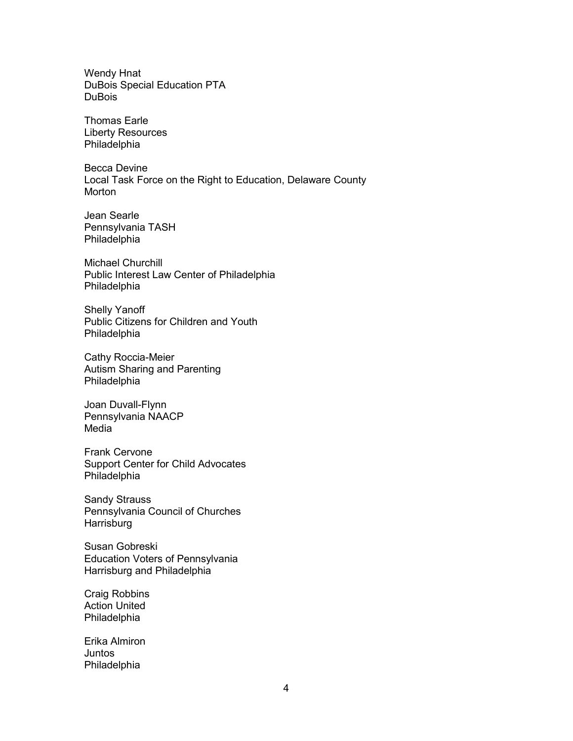Wendy Hnat
DuBois Special Education PTA
DuBois

Thomas Earle
Liberty Resources
Philadelphia

Becca Devine
Local Task Force on the Right to Education, Delaware County
Morton

Jean Searle
Pennsylvania TASH
Philadelphia

Michael Churchill
Public Interest Law Center of Philadelphia
Philadelphia

Shelly Yanoff
Public Citizens for Children and Youth
Philadelphia

Cathy Roccia-Meier
Autism Sharing and Parenting
Philadelphia

Joan Duvall-Flynn
Pennsylvania NAACP
Media

Frank Cervone
Support Center for Child Advocates
Philadelphia

Sandy Strauss
Pennsylvania Council of Churches
Harrisburg

Susan Gobreski
Education Voters of Pennsylvania
Harrisburg and Philadelphia

Craig Robbins
Action United
Philadelphia

Erika Almiron
Juntos
Philadelphia